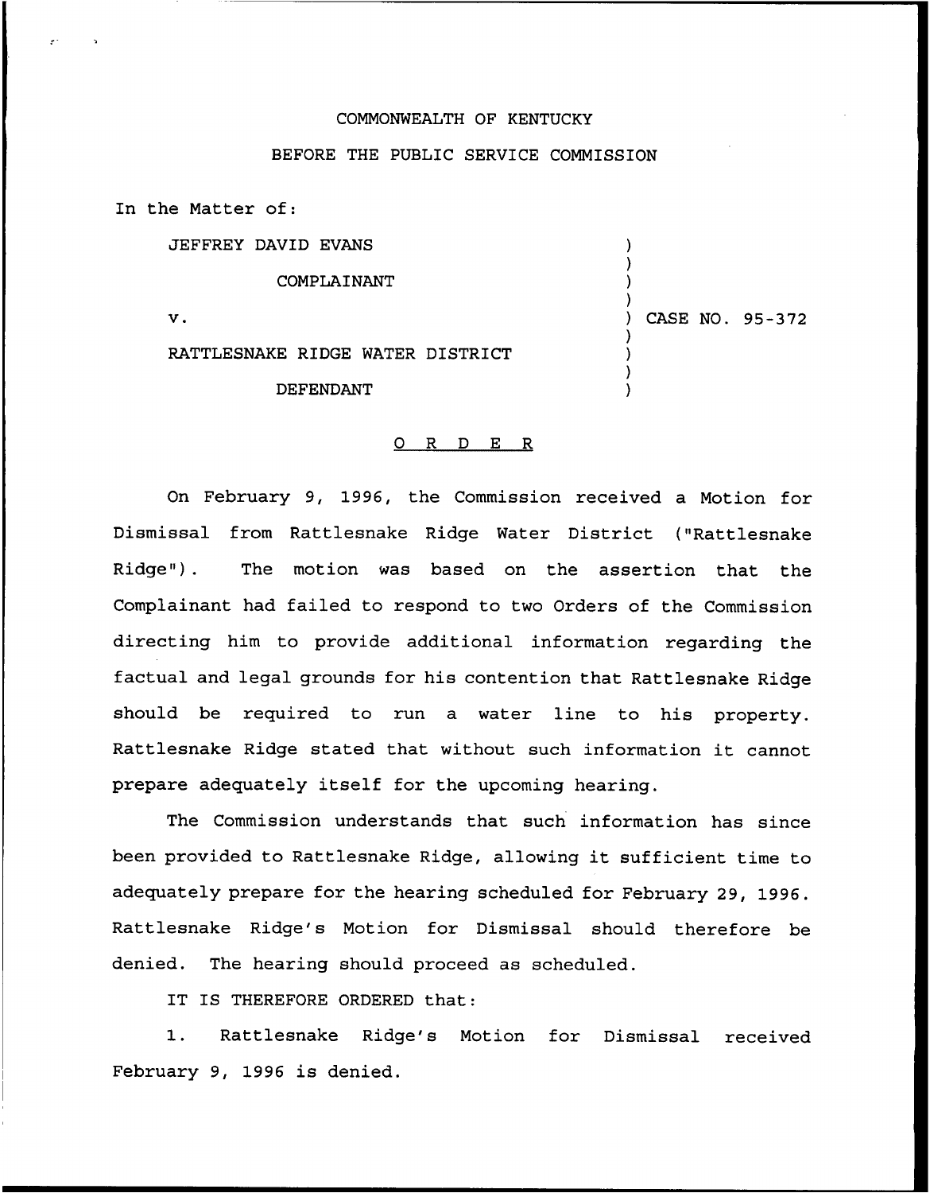COMMONWEALTH OF KENTUCKY

BEFORE THE PUBLIC SERVICE COMMISSION

In the Matter of:

| | |
|---|---|
| JEFFREY DAVID EVANS<br><br>COMPLAINANT<br><br>v.<br><br>RATTLESNAKE RIDGE WATER DISTRICT<br><br>DEFENDANT | ) CASE NO. 95-372 |

# ORDER

On February 9, 1996, the Commission received a Motion for Dismissal from Rattlesnake Ridge Water District ("Rattlesnake Ridge"). The motion was based on the assertion that the Complainant had failed to respond to two Orders of the Commission directing him to provide additional information regarding the factual and legal grounds for his contention that Rattlesnake Ridge should be required to run a water line to his property. Rattlesnake Ridge stated that without such information it cannot prepare adequately itself for the upcoming hearing.

The Commission understands that such information has since been provided to Rattlesnake Ridge, allowing it sufficient time to adequately prepare for the hearing scheduled for February 29, 1996. Rattlesnake Ridge's Motion for Dismissal should therefore be denied. The hearing should proceed as scheduled.

IT IS THEREFORE ORDERED that:

1. Rattlesnake Ridge's Motion for Dismissal received February 9, 1996 is denied.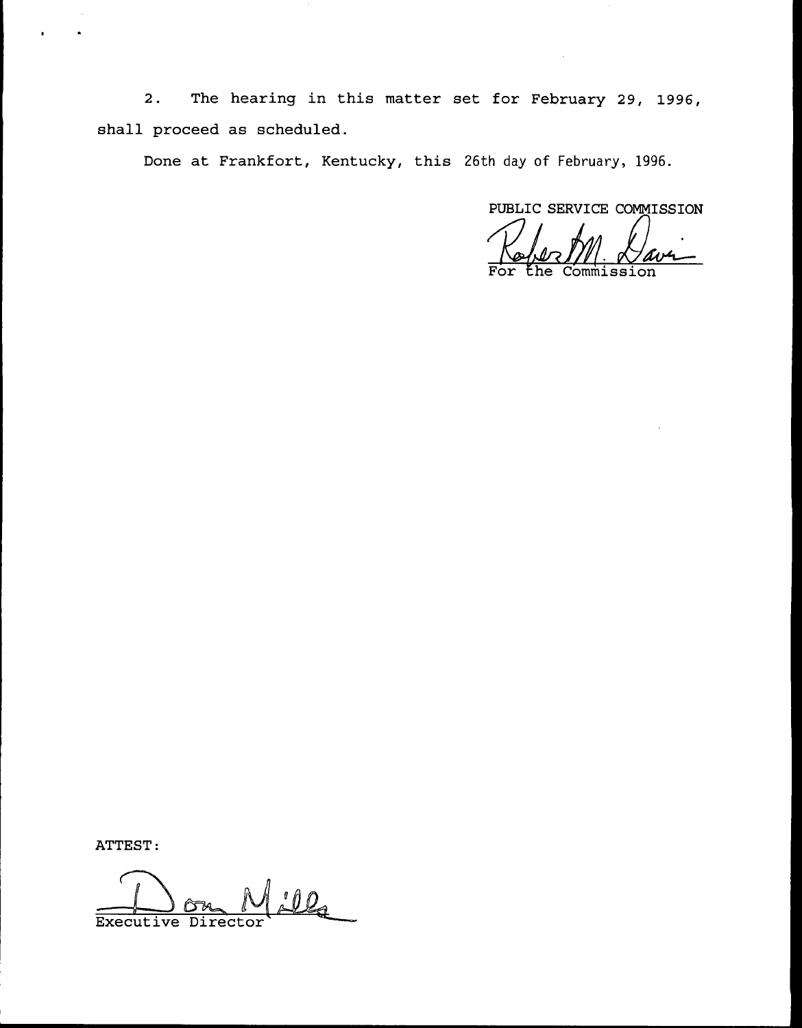2. The hearing in this matter set for February 29, 1996, shall proceed as scheduled.

Done at Frankfort, Kentucky, this 26th day of February, 1996.

PUBLIC SERVICE COMMISSION

For the Commission

ATTEST:

Executive Director